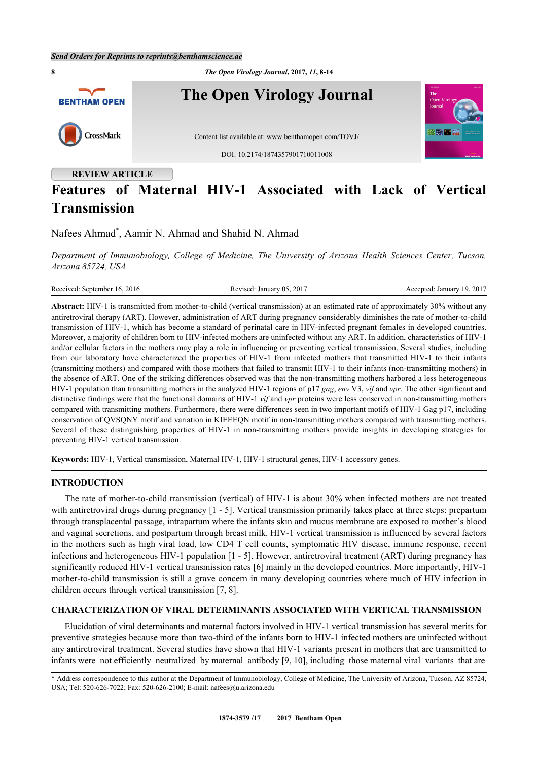REVIEW ARTICLE

# Features of Maternal HIV-1 Associated with Lack of Vertical Transmission

Nafees Ahmad*, Aamir N. Ahmad and Shahid N. Ahmad

*Department of Immunobiology, College of Medicine, The University of Arizona Health Sciences Center, Tucson, Arizona 85724, USA*

Received: September 16, 2016 | Revised: January 05, 2017 | Accepted: January 19, 2017

**Abstract:** HIV-1 is transmitted from mother-to-child (vertical transmission) at an estimated rate of approximately 30% without any antiretroviral therapy (ART). However, administration of ART during pregnancy considerably diminishes the rate of mother-to-child transmission of HIV-1, which has become a standard of perinatal care in HIV-infected pregnant females in developed countries. Moreover, a majority of children born to HIV-infected mothers are uninfected without any ART. In addition, characteristics of HIV-1 and/or cellular factors in the mothers may play a role in influencing or preventing vertical transmission. Several studies, including from our laboratory have characterized the properties of HIV-1 from infected mothers that transmitted HIV-1 to their infants (transmitting mothers) and compared with those mothers that failed to transmit HIV-1 to their infants (non-transmitting mothers) in the absence of ART. One of the striking differences observed was that the non-transmitting mothers harbored a less heterogeneous HIV-1 population than transmitting mothers in the analyzed HIV-1 regions of p17 *gag*, *env* V3, *vif* and *vpr*. The other significant and distinctive findings were that the functional domains of HIV-1 *vif* and *vpr* proteins were less conserved in non-transmitting mothers compared with transmitting mothers. Furthermore, there were differences seen in two important motifs of HIV-1 Gag p17, including conservation of QVSQNY motif and variation in KIEEEQN motif in non-transmitting mothers compared with transmitting mothers. Several of these distinguishing properties of HIV-1 in non-transmitting mothers provide insights in developing strategies for preventing HIV-1 vertical transmission.

**Keywords:** HIV-1, Vertical transmission, Maternal HV-1, HIV-1 structural genes, HIV-1 accessory genes.

## INTRODUCTION

The rate of mother-to-child transmission (vertical) of HIV-1 is about 30% when infected mothers are not treated with antiretroviral drugs during pregnancy [1 - 5]. Vertical transmission primarily takes place at three steps: prepartum through transplacental passage, intrapartum where the infants skin and mucus membrane are exposed to mother's blood and vaginal secretions, and postpartum through breast milk. HIV-1 vertical transmission is influenced by several factors in the mothers such as high viral load, low CD4 T cell counts, symptomatic HIV disease, immune response, recent infections and heterogeneous HIV-1 population [1 - 5]. However, antiretroviral treatment (ART) during pregnancy has significantly reduced HIV-1 vertical transmission rates [6] mainly in the developed countries. More importantly, HIV-1 mother-to-child transmission is still a grave concern in many developing countries where much of HIV infection in children occurs through vertical transmission [7, 8].

## CHARACTERIZATION OF VIRAL DETERMINANTS ASSOCIATED WITH VERTICAL TRANSMISSION

Elucidation of viral determinants and maternal factors involved in HIV-1 vertical transmission has several merits for preventive strategies because more than two-third of the infants born to HIV-1 infected mothers are uninfected without any antiretroviral treatment. Several studies have shown that HIV-1 variants present in mothers that are transmitted to infants were not efficiently neutralized by maternal antibody [9, 10], including those maternal viral variants that are

* Address correspondence to this author at the Department of Immunobiology, College of Medicine, The University of Arizona, Tucson, AZ 85724, USA; Tel: 520-626-7022; Fax: 520-626-2100; E-mail: nafees@u.arizona.edu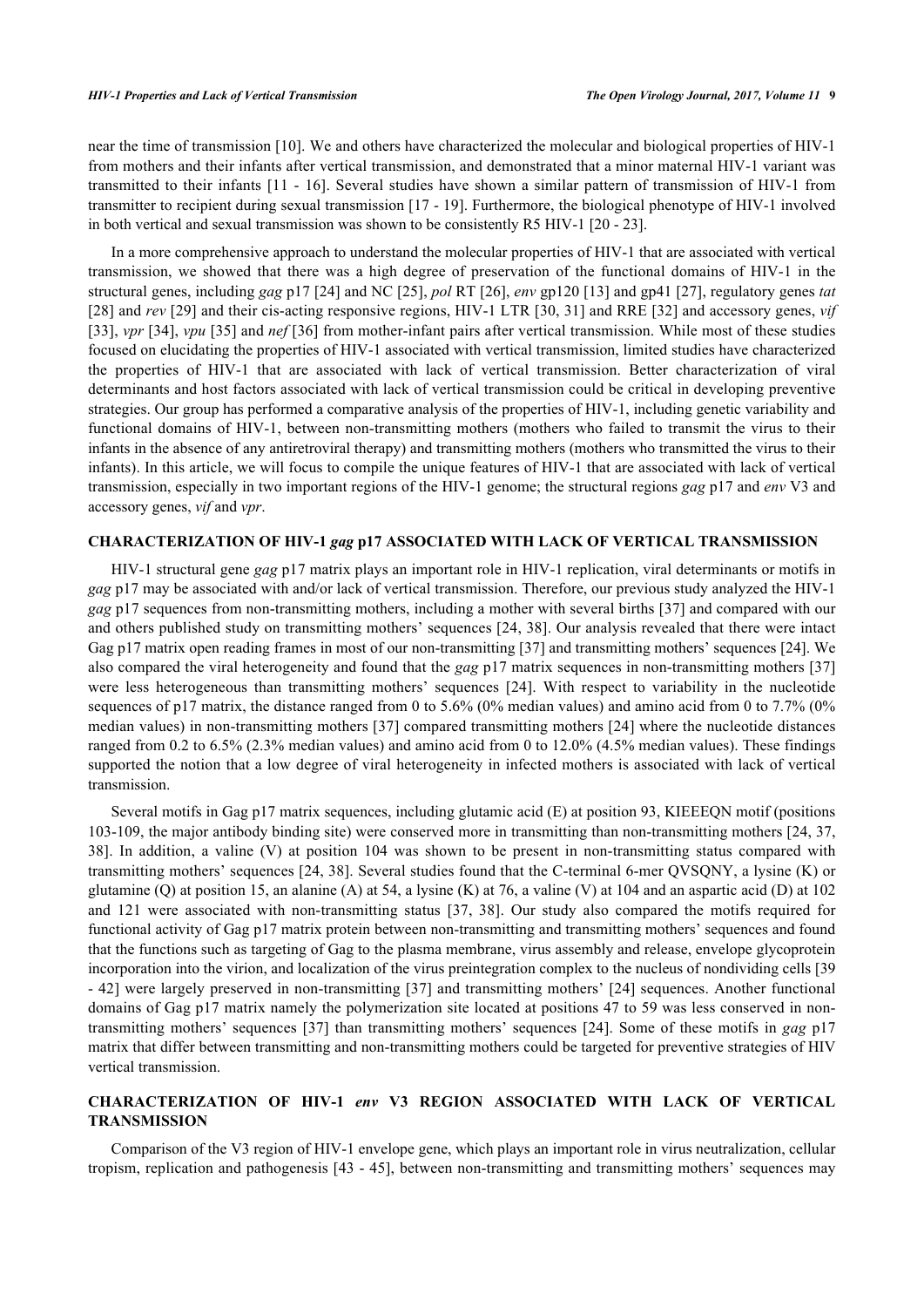near the time of transmission [10]. We and others have characterized the molecular and biological properties of HIV-1 from mothers and their infants after vertical transmission, and demonstrated that a minor maternal HIV-1 variant was transmitted to their infants [11 - 16]. Several studies have shown a similar pattern of transmission of HIV-1 from transmitter to recipient during sexual transmission [17 - 19]. Furthermore, the biological phenotype of HIV-1 involved in both vertical and sexual transmission was shown to be consistently R5 HIV-1 [20 - 23].

In a more comprehensive approach to understand the molecular properties of HIV-1 that are associated with vertical transmission, we showed that there was a high degree of preservation of the functional domains of HIV-1 in the structural genes, including *gag* p17 [24] and NC [25], *pol* RT [26], *env* gp120 [13] and gp41 [27], regulatory genes *tat* [28] and *rev* [29] and their cis-acting responsive regions, HIV-1 LTR [30, 31] and RRE [32] and accessory genes, *vif* [33], *vpr* [34], *vpu* [35] and *nef* [36] from mother-infant pairs after vertical transmission. While most of these studies focused on elucidating the properties of HIV-1 associated with vertical transmission, limited studies have characterized the properties of HIV-1 that are associated with lack of vertical transmission. Better characterization of viral determinants and host factors associated with lack of vertical transmission could be critical in developing preventive strategies. Our group has performed a comparative analysis of the properties of HIV-1, including genetic variability and functional domains of HIV-1, between non-transmitting mothers (mothers who failed to transmit the virus to their infants in the absence of any antiretroviral therapy) and transmitting mothers (mothers who transmitted the virus to their infants). In this article, we will focus to compile the unique features of HIV-1 that are associated with lack of vertical transmission, especially in two important regions of the HIV-1 genome; the structural regions *gag* p17 and *env* V3 and accessory genes, *vif* and *vpr*.

## CHARACTERIZATION OF HIV-1 *gag* p17 ASSOCIATED WITH LACK OF VERTICAL TRANSMISSION

HIV-1 structural gene *gag* p17 matrix plays an important role in HIV-1 replication, viral determinants or motifs in *gag* p17 may be associated with and/or lack of vertical transmission. Therefore, our previous study analyzed the HIV-1 *gag* p17 sequences from non-transmitting mothers, including a mother with several births [37] and compared with our and others published study on transmitting mothers' sequences [24, 38]. Our analysis revealed that there were intact Gag p17 matrix open reading frames in most of our non-transmitting [37] and transmitting mothers' sequences [24]. We also compared the viral heterogeneity and found that the *gag* p17 matrix sequences in non-transmitting mothers [37] were less heterogeneous than transmitting mothers' sequences [24]. With respect to variability in the nucleotide sequences of p17 matrix, the distance ranged from 0 to 5.6% (0% median values) and amino acid from 0 to 7.7% (0% median values) in non-transmitting mothers [37] compared transmitting mothers [24] where the nucleotide distances ranged from 0.2 to 6.5% (2.3% median values) and amino acid from 0 to 12.0% (4.5% median values). These findings supported the notion that a low degree of viral heterogeneity in infected mothers is associated with lack of vertical transmission.

Several motifs in Gag p17 matrix sequences, including glutamic acid (E) at position 93, KIEEEQN motif (positions 103-109, the major antibody binding site) were conserved more in transmitting than non-transmitting mothers [24, 37, 38]. In addition, a valine (V) at position 104 was shown to be present in non-transmitting status compared with transmitting mothers' sequences [24, 38]. Several studies found that the C-terminal 6-mer QVSQNY, a lysine (K) or glutamine (Q) at position 15, an alanine (A) at 54, a lysine (K) at 76, a valine (V) at 104 and an aspartic acid (D) at 102 and 121 were associated with non-transmitting status [37, 38]. Our study also compared the motifs required for functional activity of Gag p17 matrix protein between non-transmitting and transmitting mothers' sequences and found that the functions such as targeting of Gag to the plasma membrane, virus assembly and release, envelope glycoprotein incorporation into the virion, and localization of the virus preintegration complex to the nucleus of nondividing cells [39 - 42] were largely preserved in non-transmitting [37] and transmitting mothers' [24] sequences. Another functional domains of Gag p17 matrix namely the polymerization site located at positions 47 to 59 was less conserved in non-transmitting mothers' sequences [37] than transmitting mothers' sequences [24]. Some of these motifs in *gag* p17 matrix that differ between transmitting and non-transmitting mothers could be targeted for preventive strategies of HIV vertical transmission.

## CHARACTERIZATION OF HIV-1 *env* V3 REGION ASSOCIATED WITH LACK OF VERTICAL TRANSMISSION

Comparison of the V3 region of HIV-1 envelope gene, which plays an important role in virus neutralization, cellular tropism, replication and pathogenesis [43 - 45], between non-transmitting and transmitting mothers' sequences may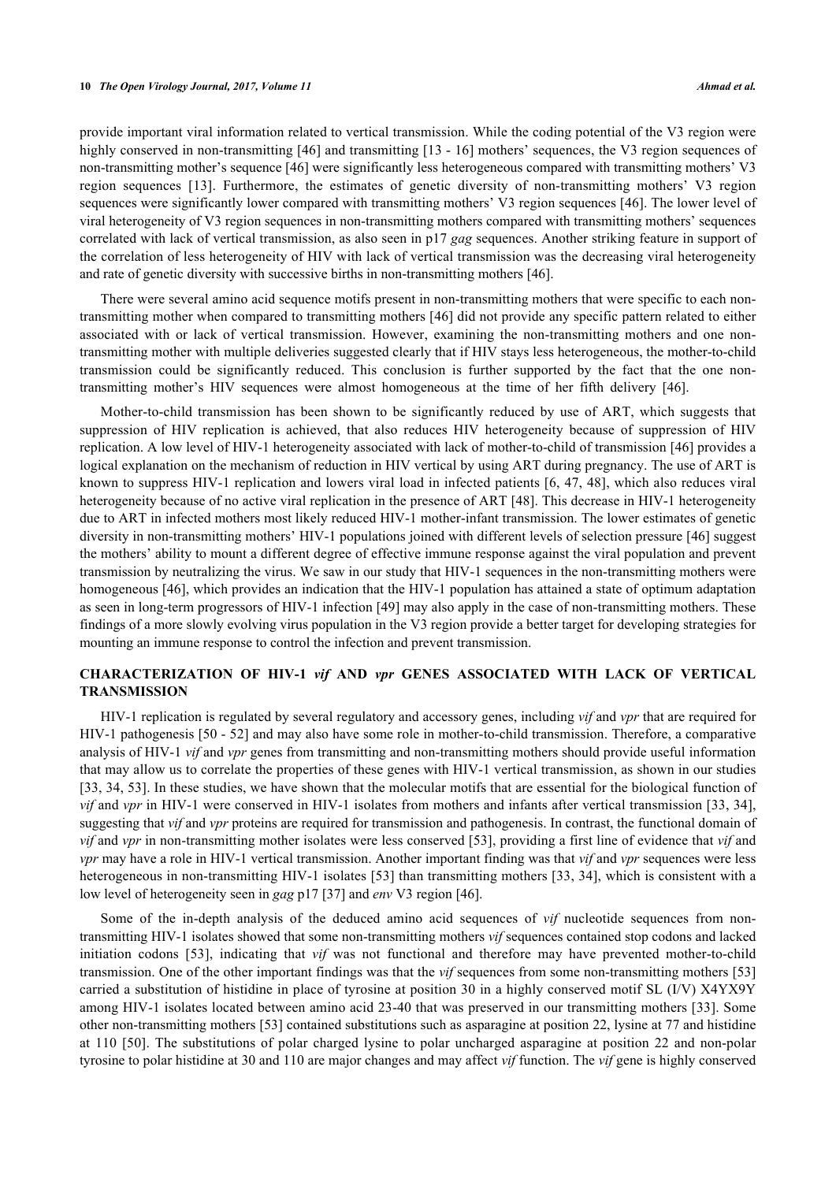provide important viral information related to vertical transmission. While the coding potential of the V3 region were highly conserved in non-transmitting [46] and transmitting [13 - 16] mothers' sequences, the V3 region sequences of non-transmitting mother's sequence [46] were significantly less heterogeneous compared with transmitting mothers' V3 region sequences [13]. Furthermore, the estimates of genetic diversity of non-transmitting mothers' V3 region sequences were significantly lower compared with transmitting mothers' V3 region sequences [46]. The lower level of viral heterogeneity of V3 region sequences in non-transmitting mothers compared with transmitting mothers' sequences correlated with lack of vertical transmission, as also seen in p17 *gag* sequences. Another striking feature in support of the correlation of less heterogeneity of HIV with lack of vertical transmission was the decreasing viral heterogeneity and rate of genetic diversity with successive births in non-transmitting mothers [46].

There were several amino acid sequence motifs present in non-transmitting mothers that were specific to each non-transmitting mother when compared to transmitting mothers [46] did not provide any specific pattern related to either associated with or lack of vertical transmission. However, examining the non-transmitting mothers and one non-transmitting mother with multiple deliveries suggested clearly that if HIV stays less heterogeneous, the mother-to-child transmission could be significantly reduced. This conclusion is further supported by the fact that the one non-transmitting mother's HIV sequences were almost homogeneous at the time of her fifth delivery [46].

Mother-to-child transmission has been shown to be significantly reduced by use of ART, which suggests that suppression of HIV replication is achieved, that also reduces HIV heterogeneity because of suppression of HIV replication. A low level of HIV-1 heterogeneity associated with lack of mother-to-child of transmission [46] provides a logical explanation on the mechanism of reduction in HIV vertical by using ART during pregnancy. The use of ART is known to suppress HIV-1 replication and lowers viral load in infected patients [6, 47, 48], which also reduces viral heterogeneity because of no active viral replication in the presence of ART [48]. This decrease in HIV-1 heterogeneity due to ART in infected mothers most likely reduced HIV-1 mother-infant transmission. The lower estimates of genetic diversity in non-transmitting mothers' HIV-1 populations joined with different levels of selection pressure [46] suggest the mothers' ability to mount a different degree of effective immune response against the viral population and prevent transmission by neutralizing the virus. We saw in our study that HIV-1 sequences in the non-transmitting mothers were homogeneous [46], which provides an indication that the HIV-1 population has attained a state of optimum adaptation as seen in long-term progressors of HIV-1 infection [49] may also apply in the case of non-transmitting mothers. These findings of a more slowly evolving virus population in the V3 region provide a better target for developing strategies for mounting an immune response to control the infection and prevent transmission.

## CHARACTERIZATION OF HIV-1 *vif* AND *vpr* GENES ASSOCIATED WITH LACK OF VERTICAL TRANSMISSION

HIV-1 replication is regulated by several regulatory and accessory genes, including *vif* and *vpr* that are required for HIV-1 pathogenesis [50 - 52] and may also have some role in mother-to-child transmission. Therefore, a comparative analysis of HIV-1 *vif* and *vpr* genes from transmitting and non-transmitting mothers should provide useful information that may allow us to correlate the properties of these genes with HIV-1 vertical transmission, as shown in our studies [33, 34, 53]. In these studies, we have shown that the molecular motifs that are essential for the biological function of *vif* and *vpr* in HIV-1 were conserved in HIV-1 isolates from mothers and infants after vertical transmission [33, 34], suggesting that *vif* and *vpr* proteins are required for transmission and pathogenesis. In contrast, the functional domain of *vif* and *vpr* in non-transmitting mother isolates were less conserved [53], providing a first line of evidence that *vif* and *vpr* may have a role in HIV-1 vertical transmission. Another important finding was that *vif* and *vpr* sequences were less heterogeneous in non-transmitting HIV-1 isolates [53] than transmitting mothers [33, 34], which is consistent with a low level of heterogeneity seen in *gag* p17 [37] and *env* V3 region [46].

Some of the in-depth analysis of the deduced amino acid sequences of *vif* nucleotide sequences from non-transmitting HIV-1 isolates showed that some non-transmitting mothers *vif* sequences contained stop codons and lacked initiation codons [53], indicating that *vif* was not functional and therefore may have prevented mother-to-child transmission. One of the other important findings was that the *vif* sequences from some non-transmitting mothers [53] carried a substitution of histidine in place of tyrosine at position 30 in a highly conserved motif SL (I/V) X4YX9Y among HIV-1 isolates located between amino acid 23-40 that was preserved in our transmitting mothers [33]. Some other non-transmitting mothers [53] contained substitutions such as asparagine at position 22, lysine at 77 and histidine at 110 [50]. The substitutions of polar charged lysine to polar uncharged asparagine at position 22 and non-polar tyrosine to polar histidine at 30 and 110 are major changes and may affect *vif* function. The *vif* gene is highly conserved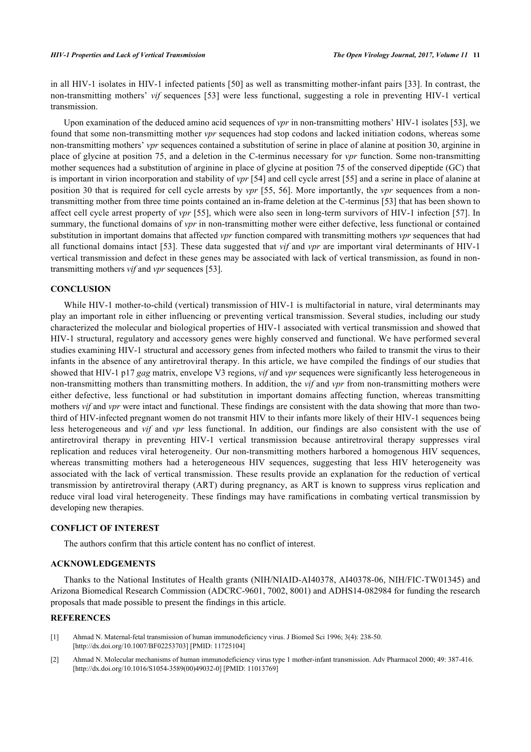in all HIV-1 isolates in HIV-1 infected patients [50] as well as transmitting mother-infant pairs [33]. In contrast, the non-transmitting mothers' *vif* sequences [53] were less functional, suggesting a role in preventing HIV-1 vertical transmission.

Upon examination of the deduced amino acid sequences of *vpr* in non-transmitting mothers' HIV-1 isolates [53], we found that some non-transmitting mother *vpr* sequences had stop codons and lacked initiation codons, whereas some non-transmitting mothers' *vpr* sequences contained a substitution of serine in place of alanine at position 30, arginine in place of glycine at position 75, and a deletion in the C-terminus necessary for *vpr* function. Some non-transmitting mother sequences had a substitution of arginine in place of glycine at position 75 of the conserved dipeptide (GC) that is important in virion incorporation and stability of *vpr* [54] and cell cycle arrest [55] and a serine in place of alanine at position 30 that is required for cell cycle arrests by *vpr* [55, 56]. More importantly, the *vpr* sequences from a non-transmitting mother from three time points contained an in-frame deletion at the C-terminus [53] that has been shown to affect cell cycle arrest property of *vpr* [55], which were also seen in long-term survivors of HIV-1 infection [57]. In summary, the functional domains of *vpr* in non-transmitting mother were either defective, less functional or contained substitution in important domains that affected *vpr* function compared with transmitting mothers *vpr* sequences that had all functional domains intact [53]. These data suggested that *vif* and *vpr* are important viral determinants of HIV-1 vertical transmission and defect in these genes may be associated with lack of vertical transmission, as found in non-transmitting mothers *vif* and *vpr* sequences [53].

## CONCLUSION

While HIV-1 mother-to-child (vertical) transmission of HIV-1 is multifactorial in nature, viral determinants may play an important role in either influencing or preventing vertical transmission. Several studies, including our study characterized the molecular and biological properties of HIV-1 associated with vertical transmission and showed that HIV-1 structural, regulatory and accessory genes were highly conserved and functional. We have performed several studies examining HIV-1 structural and accessory genes from infected mothers who failed to transmit the virus to their infants in the absence of any antiretroviral therapy. In this article, we have compiled the findings of our studies that showed that HIV-1 p17 *gag* matrix, envelope V3 regions, *vif* and *vpr* sequences were significantly less heterogeneous in non-transmitting mothers than transmitting mothers. In addition, the *vif* and *vpr* from non-transmitting mothers were either defective, less functional or had substitution in important domains affecting function, whereas transmitting mothers *vif* and *vpr* were intact and functional. These findings are consistent with the data showing that more than two-third of HIV-infected pregnant women do not transmit HIV to their infants more likely of their HIV-1 sequences being less heterogeneous and *vif* and *vpr* less functional. In addition, our findings are also consistent with the use of antiretroviral therapy in preventing HIV-1 vertical transmission because antiretroviral therapy suppresses viral replication and reduces viral heterogeneity. Our non-transmitting mothers harbored a homogenous HIV sequences, whereas transmitting mothers had a heterogeneous HIV sequences, suggesting that less HIV heterogeneity was associated with the lack of vertical transmission. These results provide an explanation for the reduction of vertical transmission by antiretroviral therapy (ART) during pregnancy, as ART is known to suppress virus replication and reduce viral load viral heterogeneity. These findings may have ramifications in combating vertical transmission by developing new therapies.

## CONFLICT OF INTEREST

The authors confirm that this article content has no conflict of interest.

## ACKNOWLEDGEMENTS

Thanks to the National Institutes of Health grants (NIH/NIAID-AI40378, AI40378-06, NIH/FIC-TW01345) and Arizona Biomedical Research Commission (ADCRC-9601, 7002, 8001) and ADHS14-082984 for funding the research proposals that made possible to present the findings in this article.

## REFERENCES

[1] Ahmad N. Maternal-fetal transmission of human immunodeficiency virus. J Biomed Sci 1996; 3(4): 238-50. [http://dx.doi.org/10.1007/BF02253703] [PMID: 11725104]

[2] Ahmad N. Molecular mechanisms of human immunodeficiency virus type 1 mother-infant transmission. Adv Pharmacol 2000; 49: 387-416. [http://dx.doi.org/10.1016/S1054-3589(00)49032-0] [PMID: 11013769]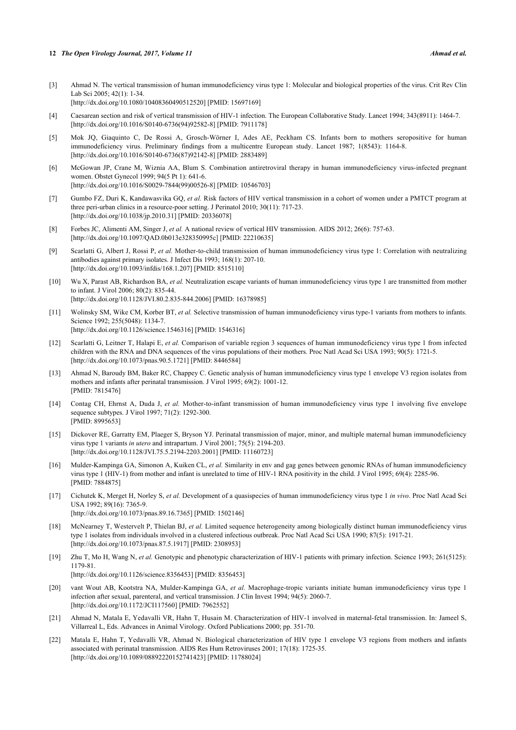[3] Ahmad N. The vertical transmission of human immunodeficiency virus type 1: Molecular and biological properties of the virus. Crit Rev Clin Lab Sci 2005; 42(1): 1-34.
[http://dx.doi.org/10.1080/10408360490512520] [PMID: 15697169]

[4] Caesarean section and risk of vertical transmission of HIV-1 infection. The European Collaborative Study. Lancet 1994; 343(8911): 1464-7.
[http://dx.doi.org/10.1016/S0140-6736(94)92582-8] [PMID: 7911178]

[5] Mok JQ, Giaquinto C, De Rossi A, Grosch-Wörner I, Ades AE, Peckham CS. Infants born to mothers seropositive for human immunodeficiency virus. Preliminary findings from a multicentre European study. Lancet 1987; 1(8543): 1164-8.
[http://dx.doi.org/10.1016/S0140-6736(87)92142-8] [PMID: 2883489]

[6] McGowan JP, Crane M, Wiznia AA, Blum S. Combination antiretroviral therapy in human immunodeficiency virus-infected pregnant women. Obstet Gynecol 1999; 94(5 Pt 1): 641-6.
[http://dx.doi.org/10.1016/S0029-7844(99)00526-8] [PMID: 10546703]

[7] Gumbo FZ, Duri K, Kandawasvika GQ, *et al.* Risk factors of HIV vertical transmission in a cohort of women under a PMTCT program at three peri-urban clinics in a resource-poor setting. J Perinatol 2010; 30(11): 717-23.
[http://dx.doi.org/10.1038/jp.2010.31] [PMID: 20336078]

[8] Forbes JC, Alimenti AM, Singer J, *et al.* A national review of vertical HIV transmission. AIDS 2012; 26(6): 757-63.
[http://dx.doi.org/10.1097/QAD.0b013e328350995c] [PMID: 22210635]

[9] Scarlatti G, Albert J, Rossi P, *et al.* Mother-to-child transmission of human immunodeficiency virus type 1: Correlation with neutralizing antibodies against primary isolates. J Infect Dis 1993; 168(1): 207-10.
[http://dx.doi.org/10.1093/infdis/168.1.207] [PMID: 8515110]

[10] Wu X, Parast AB, Richardson BA, *et al.* Neutralization escape variants of human immunodeficiency virus type 1 are transmitted from mother to infant. J Virol 2006; 80(2): 835-44.
[http://dx.doi.org/10.1128/JVI.80.2.835-844.2006] [PMID: 16378985]

[11] Wolinsky SM, Wike CM, Korber BT, *et al.* Selective transmission of human immunodeficiency virus type-1 variants from mothers to infants. Science 1992; 255(5048): 1134-7.
[http://dx.doi.org/10.1126/science.1546316] [PMID: 1546316]

[12] Scarlatti G, Leitner T, Halapi E, *et al.* Comparison of variable region 3 sequences of human immunodeficiency virus type 1 from infected children with the RNA and DNA sequences of the virus populations of their mothers. Proc Natl Acad Sci USA 1993; 90(5): 1721-5.
[http://dx.doi.org/10.1073/pnas.90.5.1721] [PMID: 8446584]

[13] Ahmad N, Baroudy BM, Baker RC, Chappey C. Genetic analysis of human immunodeficiency virus type 1 envelope V3 region isolates from mothers and infants after perinatal transmission. J Virol 1995; 69(2): 1001-12.
[PMID: 7815476]

[14] Contag CH, Ehrnst A, Duda J, *et al.* Mother-to-infant transmission of human immunodeficiency virus type 1 involving five envelope sequence subtypes. J Virol 1997; 71(2): 1292-300.
[PMID: 8995653]

[15] Dickover RE, Garratty EM, Plaeger S, Bryson YJ. Perinatal transmission of major, minor, and multiple maternal human immunodeficiency virus type 1 variants *in utero* and intrapartum. J Virol 2001; 75(5): 2194-203.
[http://dx.doi.org/10.1128/JVI.75.5.2194-2203.2001] [PMID: 11160723]

[16] Mulder-Kampinga GA, Simonon A, Kuiken CL, *et al.* Similarity in env and gag genes between genomic RNAs of human immunodeficiency virus type 1 (HIV-1) from mother and infant is unrelated to time of HIV-1 RNA positivity in the child. J Virol 1995; 69(4): 2285-96.
[PMID: 7884875]

[17] Cichutek K, Merget H, Norley S, *et al.* Development of a quasispecies of human immunodeficiency virus type 1 *in vivo*. Proc Natl Acad Sci USA 1992; 89(16): 7365-9.
[http://dx.doi.org/10.1073/pnas.89.16.7365] [PMID: 1502146]

[18] McNearney T, Westervelt P, Thielan BJ, *et al.* Limited sequence heterogeneity among biologically distinct human immunodeficiency virus type 1 isolates from individuals involved in a clustered infectious outbreak. Proc Natl Acad Sci USA 1990; 87(5): 1917-21.
[http://dx.doi.org/10.1073/pnas.87.5.1917] [PMID: 2308953]

[19] Zhu T, Mo H, Wang N, *et al.* Genotypic and phenotypic characterization of HIV-1 patients with primary infection. Science 1993; 261(5125): 1179-81.
[http://dx.doi.org/10.1126/science.8356453] [PMID: 8356453]

[20] vant Wout AB, Kootstra NA, Mulder-Kampinga GA, *et al.* Macrophage-tropic variants initiate human immunodeficiency virus type 1 infection after sexual, parenteral, and vertical transmission. J Clin Invest 1994; 94(5): 2060-7.
[http://dx.doi.org/10.1172/JCI117560] [PMID: 7962552]

[21] Ahmad N, Matala E, Yedavalli VR, Hahn T, Husain M. Characterization of HIV-1 involved in maternal-fetal transmission. In: Jameel S, Villarreal L, Eds. Advances in Animal Virology. Oxford Publications 2000; pp. 351-70.

[22] Matala E, Hahn T, Yedavalli VR, Ahmad N. Biological characterization of HIV type 1 envelope V3 regions from mothers and infants associated with perinatal transmission. AIDS Res Hum Retroviruses 2001; 17(18): 1725-35.
[http://dx.doi.org/10.1089/08892220152741423] [PMID: 11788024]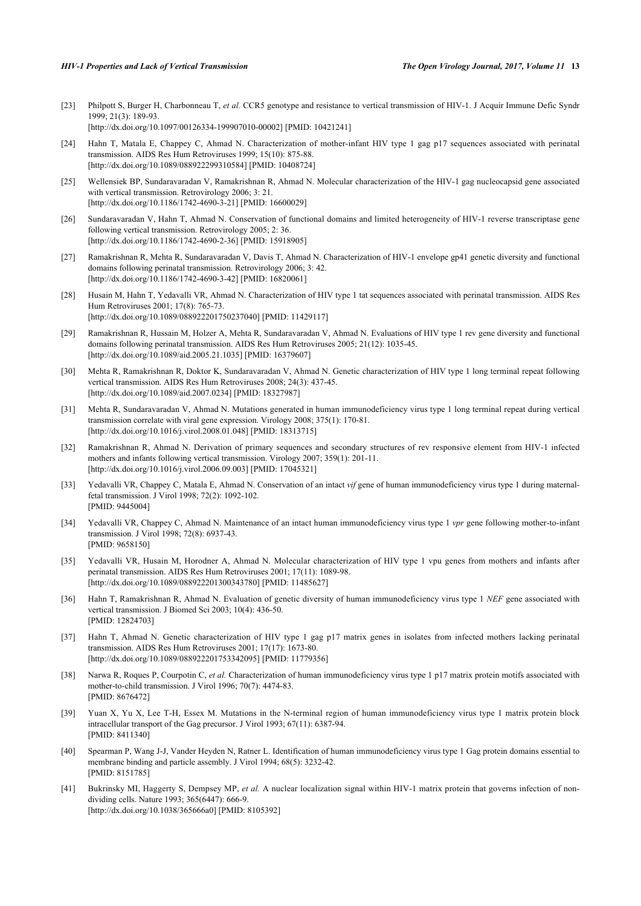[23] Philpott S, Burger H, Charbonneau T, *et al.* CCR5 genotype and resistance to vertical transmission of HIV-1. J Acquir Immune Defic Syndr 1999; 21(3): 189-93.
[http://dx.doi.org/10.1097/00126334-199907010-00002] [PMID: 10421241]

[24] Hahn T, Matala E, Chappey C, Ahmad N. Characterization of mother-infant HIV type 1 gag p17 sequences associated with perinatal transmission. AIDS Res Hum Retroviruses 1999; 15(10): 875-88.
[http://dx.doi.org/10.1089/088922299310584] [PMID: 10408724]

[25] Wellensiek BP, Sundaravaradan V, Ramakrishnan R, Ahmad N. Molecular characterization of the HIV-1 gag nucleocapsid gene associated with vertical transmission. Retrovirology 2006; 3: 21.
[http://dx.doi.org/10.1186/1742-4690-3-21] [PMID: 16600029]

[26] Sundaravaradan V, Hahn T, Ahmad N. Conservation of functional domains and limited heterogeneity of HIV-1 reverse transcriptase gene following vertical transmission. Retrovirology 2005; 2: 36.
[http://dx.doi.org/10.1186/1742-4690-2-36] [PMID: 15918905]

[27] Ramakrishnan R, Mehta R, Sundaravaradan V, Davis T, Ahmad N. Characterization of HIV-1 envelope gp41 genetic diversity and functional domains following perinatal transmission. Retrovirology 2006; 3: 42.
[http://dx.doi.org/10.1186/1742-4690-3-42] [PMID: 16820061]

[28] Husain M, Hahn T, Yedavalli VR, Ahmad N. Characterization of HIV type 1 tat sequences associated with perinatal transmission. AIDS Res Hum Retroviruses 2001; 17(8): 765-73.
[http://dx.doi.org/10.1089/088922201750237040] [PMID: 11429117]

[29] Ramakrishnan R, Hussain M, Holzer A, Mehta R, Sundaravaradan V, Ahmad N. Evaluations of HIV type 1 rev gene diversity and functional domains following perinatal transmission. AIDS Res Hum Retroviruses 2005; 21(12): 1035-45.
[http://dx.doi.org/10.1089/aid.2005.21.1035] [PMID: 16379607]

[30] Mehta R, Ramakrishnan R, Doktor K, Sundaravaradan V, Ahmad N. Genetic characterization of HIV type 1 long terminal repeat following vertical transmission. AIDS Res Hum Retroviruses 2008; 24(3): 437-45.
[http://dx.doi.org/10.1089/aid.2007.0234] [PMID: 18327987]

[31] Mehta R, Sundaravaradan V, Ahmad N. Mutations generated in human immunodeficiency virus type 1 long terminal repeat during vertical transmission correlate with viral gene expression. Virology 2008; 375(1): 170-81.
[http://dx.doi.org/10.1016/j.virol.2008.01.048] [PMID: 18313715]

[32] Ramakrishnan R, Ahmad N. Derivation of primary sequences and secondary structures of rev responsive element from HIV-1 infected mothers and infants following vertical transmission. Virology 2007; 359(1): 201-11.
[http://dx.doi.org/10.1016/j.virol.2006.09.003] [PMID: 17045321]

[33] Yedavalli VR, Chappey C, Matala E, Ahmad N. Conservation of an intact *vif* gene of human immunodeficiency virus type 1 during maternal-fetal transmission. J Virol 1998; 72(2): 1092-102.
[PMID: 9445004]

[34] Yedavalli VR, Chappey C, Ahmad N. Maintenance of an intact human immunodeficiency virus type 1 *vpr* gene following mother-to-infant transmission. J Virol 1998; 72(8): 6937-43.
[PMID: 9658150]

[35] Yedavalli VR, Husain M, Horodner A, Ahmad N. Molecular characterization of HIV type 1 vpu genes from mothers and infants after perinatal transmission. AIDS Res Hum Retroviruses 2001; 17(11): 1089-98.
[http://dx.doi.org/10.1089/088922201300343780] [PMID: 11485627]

[36] Hahn T, Ramakrishnan R, Ahmad N. Evaluation of genetic diversity of human immunodeficiency virus type 1 *NEF* gene associated with vertical transmission. J Biomed Sci 2003; 10(4): 436-50.
[PMID: 12824703]

[37] Hahn T, Ahmad N. Genetic characterization of HIV type 1 gag p17 matrix genes in isolates from infected mothers lacking perinatal transmission. AIDS Res Hum Retroviruses 2001; 17(17): 1673-80.
[http://dx.doi.org/10.1089/088922201753342095] [PMID: 11779356]

[38] Narwa R, Roques P, Courpotin C, *et al.* Characterization of human immunodeficiency virus type 1 p17 matrix protein motifs associated with mother-to-child transmission. J Virol 1996; 70(7): 4474-83.
[PMID: 8676472]

[39] Yuan X, Yu X, Lee T-H, Essex M. Mutations in the N-terminal region of human immunodeficiency virus type 1 matrix protein block intracellular transport of the Gag precursor. J Virol 1993; 67(11): 6387-94.
[PMID: 8411340]

[40] Spearman P, Wang J-J, Vander Heyden N, Ratner L. Identification of human immunodeficiency virus type 1 Gag protein domains essential to membrane binding and particle assembly. J Virol 1994; 68(5): 3232-42.
[PMID: 8151785]

[41] Bukrinsky MI, Haggerty S, Dempsey MP, *et al.* A nuclear localization signal within HIV-1 matrix protein that governs infection of non-dividing cells. Nature 1993; 365(6447): 666-9.
[http://dx.doi.org/10.1038/365666a0] [PMID: 8105392]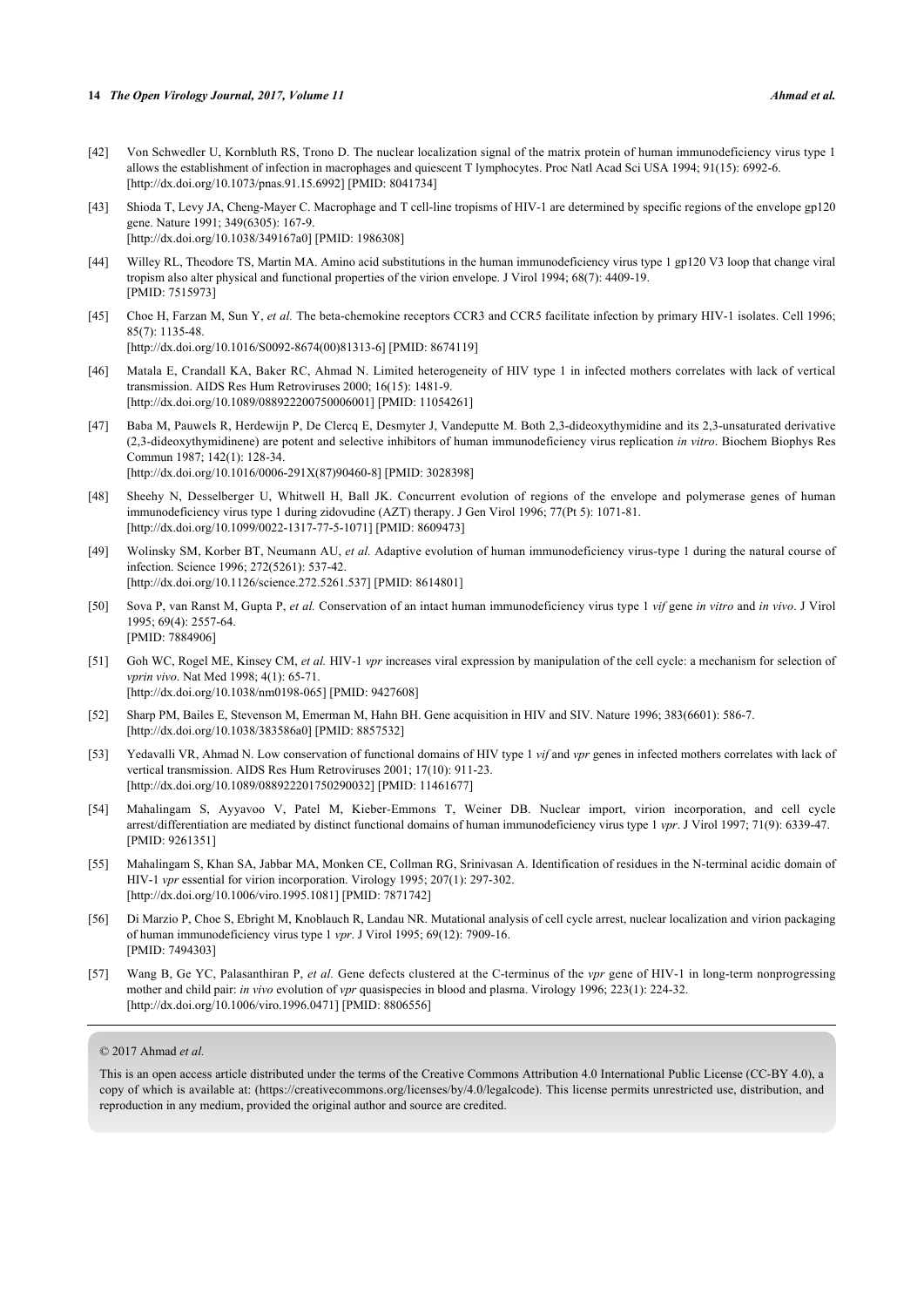[42] Von Schwedler U, Kornbluth RS, Trono D. The nuclear localization signal of the matrix protein of human immunodeficiency virus type 1 allows the establishment of infection in macrophages and quiescent T lymphocytes. Proc Natl Acad Sci USA 1994; 91(15): 6992-6. [http://dx.doi.org/10.1073/pnas.91.15.6992] [PMID: 8041734]

[43] Shioda T, Levy JA, Cheng-Mayer C. Macrophage and T cell-line tropisms of HIV-1 are determined by specific regions of the envelope gp120 gene. Nature 1991; 349(6305): 167-9. [http://dx.doi.org/10.1038/349167a0] [PMID: 1986308]

[44] Willey RL, Theodore TS, Martin MA. Amino acid substitutions in the human immunodeficiency virus type 1 gp120 V3 loop that change viral tropism also alter physical and functional properties of the virion envelope. J Virol 1994; 68(7): 4409-19. [PMID: 7515973]

[45] Choe H, Farzan M, Sun Y, *et al.* The beta-chemokine receptors CCR3 and CCR5 facilitate infection by primary HIV-1 isolates. Cell 1996; 85(7): 1135-48. [http://dx.doi.org/10.1016/S0092-8674(00)81313-6] [PMID: 8674119]

[46] Matala E, Crandall KA, Baker RC, Ahmad N. Limited heterogeneity of HIV type 1 in infected mothers correlates with lack of vertical transmission. AIDS Res Hum Retroviruses 2000; 16(15): 1481-9. [http://dx.doi.org/10.1089/088922200750006001] [PMID: 11054261]

[47] Baba M, Pauwels R, Herdewijn P, De Clercq E, Desmyter J, Vandeputte M. Both 2,3-dideoxythymidine and its 2,3-unsaturated derivative (2,3-dideoxythymidinene) are potent and selective inhibitors of human immunodeficiency virus replication *in vitro*. Biochem Biophys Res Commun 1987; 142(1): 128-34. [http://dx.doi.org/10.1016/0006-291X(87)90460-8] [PMID: 3028398]

[48] Sheehy N, Desselberger U, Whitwell H, Ball JK. Concurrent evolution of regions of the envelope and polymerase genes of human immunodeficiency virus type 1 during zidovudine (AZT) therapy. J Gen Virol 1996; 77(Pt 5): 1071-81. [http://dx.doi.org/10.1099/0022-1317-77-5-1071] [PMID: 8609473]

[49] Wolinsky SM, Korber BT, Neumann AU, *et al.* Adaptive evolution of human immunodeficiency virus-type 1 during the natural course of infection. Science 1996; 272(5261): 537-42. [http://dx.doi.org/10.1126/science.272.5261.537] [PMID: 8614801]

[50] Sova P, van Ranst M, Gupta P, *et al.* Conservation of an intact human immunodeficiency virus type 1 *vif* gene *in vitro* and *in vivo*. J Virol 1995; 69(4): 2557-64. [PMID: 7884906]

[51] Goh WC, Rogel ME, Kinsey CM, *et al.* HIV-1 *vpr* increases viral expression by manipulation of the cell cycle: a mechanism for selection of *vprin vivo*. Nat Med 1998; 4(1): 65-71. [http://dx.doi.org/10.1038/nm0198-065] [PMID: 9427608]

[52] Sharp PM, Bailes E, Stevenson M, Emerman M, Hahn BH. Gene acquisition in HIV and SIV. Nature 1996; 383(6601): 586-7. [http://dx.doi.org/10.1038/383586a0] [PMID: 8857532]

[53] Yedavalli VR, Ahmad N. Low conservation of functional domains of HIV type 1 *vif* and *vpr* genes in infected mothers correlates with lack of vertical transmission. AIDS Res Hum Retroviruses 2001; 17(10): 911-23. [http://dx.doi.org/10.1089/088922201750290032] [PMID: 11461677]

[54] Mahalingam S, Ayyavoo V, Patel M, Kieber-Emmons T, Weiner DB. Nuclear import, virion incorporation, and cell cycle arrest/differentiation are mediated by distinct functional domains of human immunodeficiency virus type 1 *vpr*. J Virol 1997; 71(9): 6339-47. [PMID: 9261351]

[55] Mahalingam S, Khan SA, Jabbar MA, Monken CE, Collman RG, Srinivasan A. Identification of residues in the N-terminal acidic domain of HIV-1 *vpr* essential for virion incorporation. Virology 1995; 207(1): 297-302. [http://dx.doi.org/10.1006/viro.1995.1081] [PMID: 7871742]

[56] Di Marzio P, Choe S, Ebright M, Knoblauch R, Landau NR. Mutational analysis of cell cycle arrest, nuclear localization and virion packaging of human immunodeficiency virus type 1 *vpr*. J Virol 1995; 69(12): 7909-16. [PMID: 7494303]

[57] Wang B, Ge YC, Palasanthiran P, *et al.* Gene defects clustered at the C-terminus of the *vpr* gene of HIV-1 in long-term nonprogressing mother and child pair: *in vivo* evolution of *vpr* quasispecies in blood and plasma. Virology 1996; 223(1): 224-32. [http://dx.doi.org/10.1006/viro.1996.0471] [PMID: 8806556]

---

© 2017 Ahmad *et al.*

This is an open access article distributed under the terms of the Creative Commons Attribution 4.0 International Public License (CC-BY 4.0), a copy of which is available at: (https://creativecommons.org/licenses/by/4.0/legalcode). This license permits unrestricted use, distribution, and reproduction in any medium, provided the original author and source are credited.